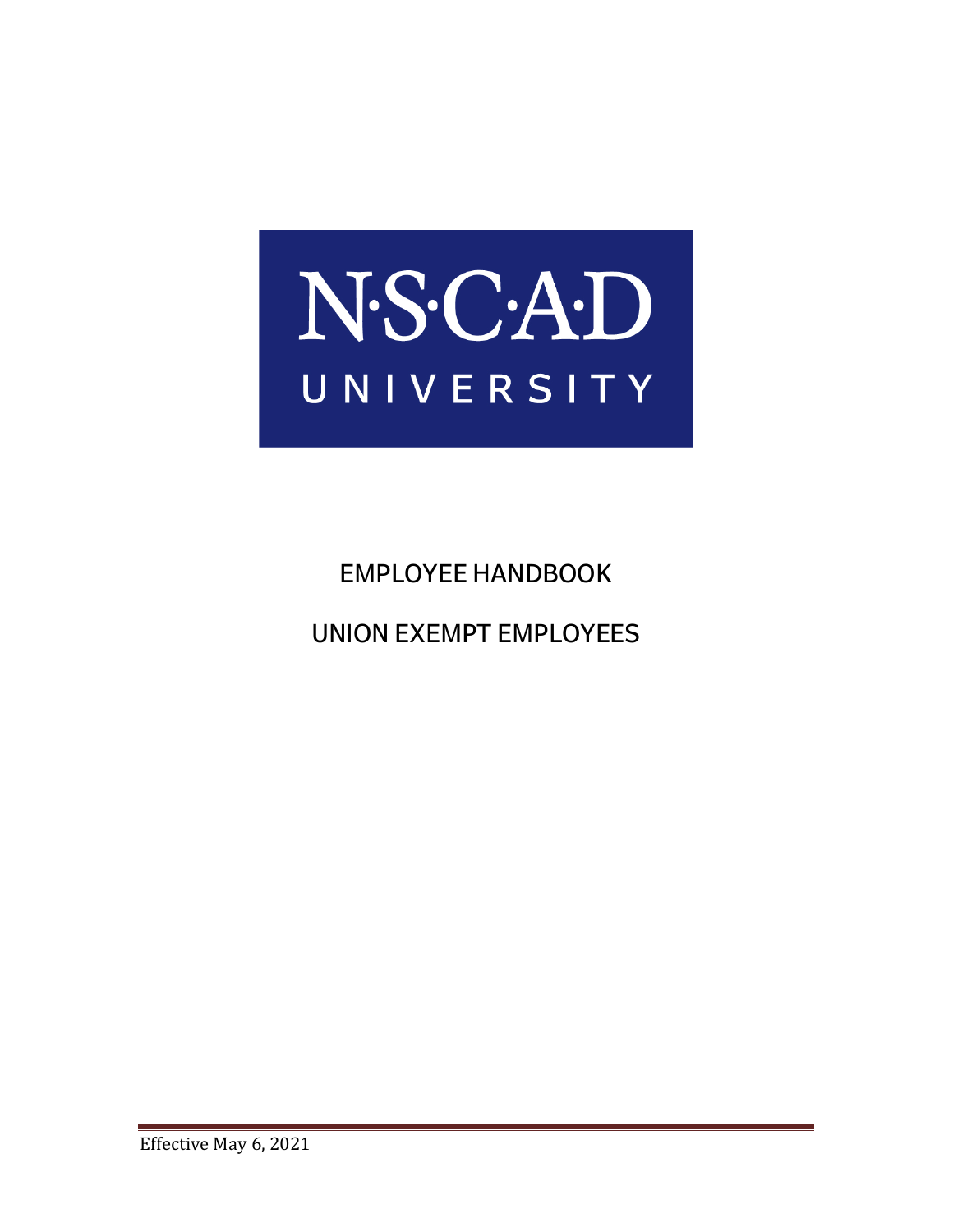N·S·C·A·D

UNIVERSITY

# EMPLOYEE HANDBOOK

# UNION EXEMPT EMPLOYEES

Effective May 6, 2021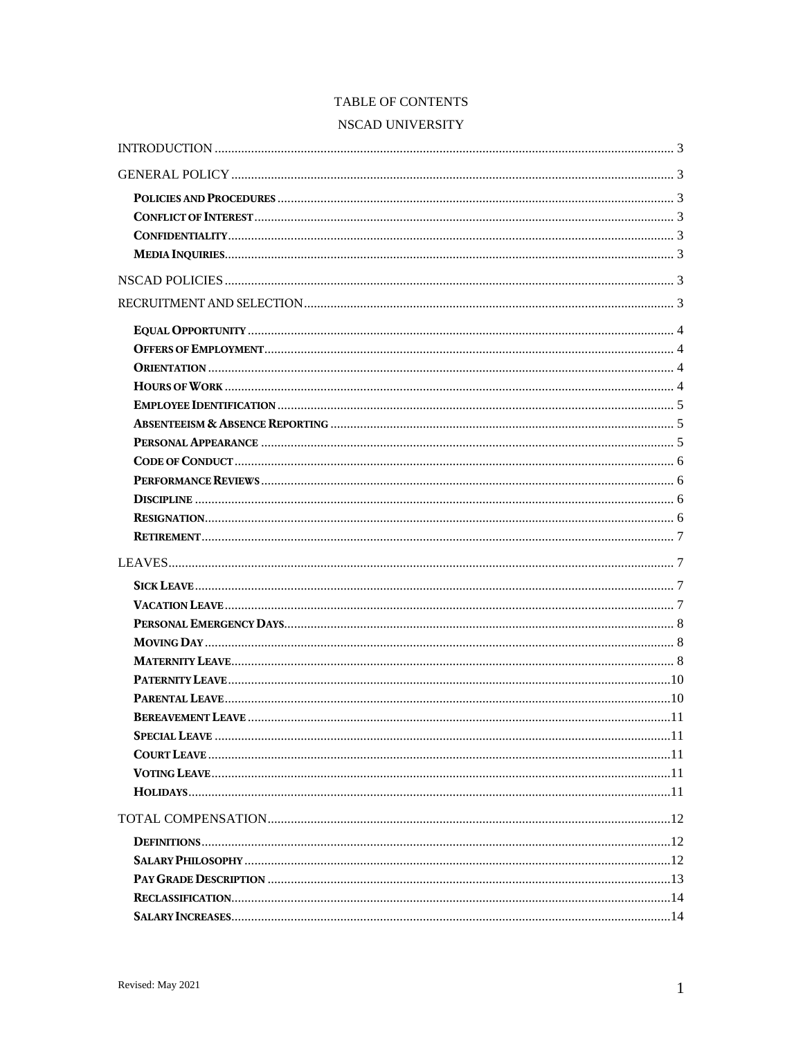TABLE OF CONTENTS

NSCAD UNIVERSITY

INTRODUCTION ........................................................................................................................ 3

GENERAL POLICY ................................................................................................................... 3

- **Policies and Procedures** ....................................................................................................... 3
- **Conflict of Interest** ............................................................................................................... 3
- **Confidentiality** ..................................................................................................................... 3
- **Media Inquiries** .................................................................................................................... 3

NSCAD POLICIES ...................................................................................................................... 3

RECRUITMENT AND SELECTION .............................................................................................. 3

- **Equal Opportunity** ............................................................................................................... 4
- **Offers of Employment** .......................................................................................................... 4
- **Orientation** .......................................................................................................................... 4
- **Hours of Work** ..................................................................................................................... 4
- **Employee Identification** ...................................................................................................... 5
- **Absenteeism & Absence Reporting** ...................................................................................... 5
- **Personal Appearance** .......................................................................................................... 5
- **Code of Conduct** ................................................................................................................. 6
- **Performance Reviews** .......................................................................................................... 6
- **Discipline** ........................................................................................................................... 6
- **Resignation** ......................................................................................................................... 6
- **Retirement** .......................................................................................................................... 7

LEAVES ..................................................................................................................................... 7

- **Sick Leave** .......................................................................................................................... 7
- **Vacation Leave** ................................................................................................................... 7
- **Personal Emergency Days** ................................................................................................... 8
- **Moving Day** ........................................................................................................................ 8
- **Maternity Leave** .................................................................................................................. 8
- **Paternity Leave** ................................................................................................................. 10
- **Parental Leave** .................................................................................................................. 10
- **Bereavement Leave** ........................................................................................................... 11
- **Special Leave** .................................................................................................................... 11
- **Court Leave** ...................................................................................................................... 11
- **Voting Leave** ..................................................................................................................... 11
- **Holidays** ........................................................................................................................... 11

TOTAL COMPENSATION ........................................................................................................ 12

- **Definitions** ........................................................................................................................ 12
- **Salary Philosophy** .............................................................................................................. 12
- **Pay Grade Description** ....................................................................................................... 13
- **Reclassification** ................................................................................................................. 14
- **Salary Increases** ................................................................................................................ 14

Revised: May 2021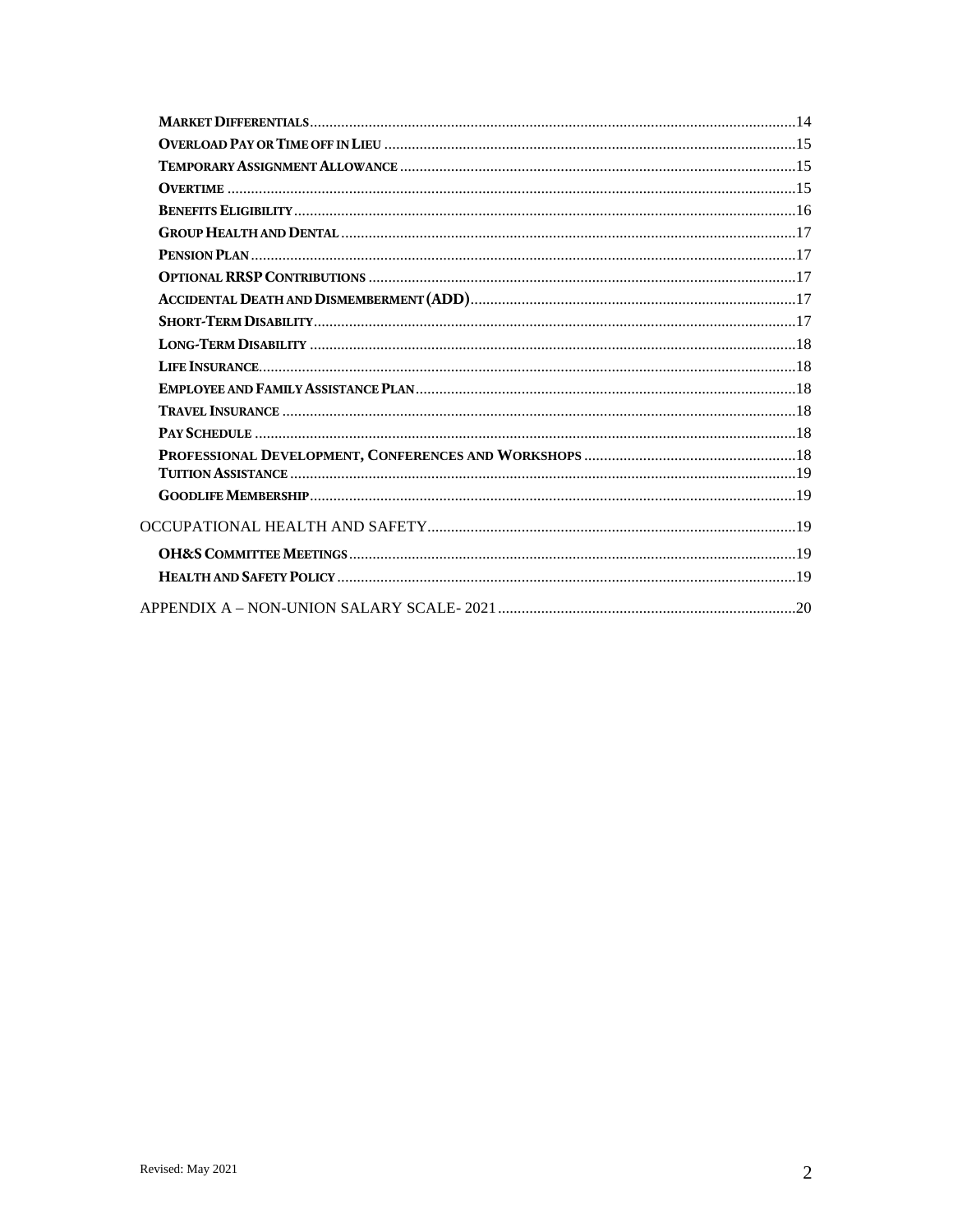**Market Differentials** .......... 14
**Overload Pay or Time off in Lieu** .......... 15
**Temporary Assignment Allowance** .......... 15
**Overtime** .......... 15
**Benefits Eligibility** .......... 16
**Group Health and Dental** .......... 17
**Pension Plan** .......... 17
**Optional RRSP Contributions** .......... 17
**Accidental Death and Dismemberment (ADD)** .......... 17
**Short-Term Disability** .......... 17
**Long-Term Disability** .......... 18
**Life Insurance** .......... 18
**Employee and Family Assistance Plan** .......... 18
**Travel Insurance** .......... 18
**Pay Schedule** .......... 18
**Professional Development, Conferences and Workshops** .......... 18
**Tuition Assistance** .......... 19
**Goodlife Membership** .......... 19

OCCUPATIONAL HEALTH AND SAFETY .......... 19

**OH&S Committee Meetings** .......... 19
**Health and Safety Policy** .......... 19

APPENDIX A – NON-UNION SALARY SCALE- 2021 .......... 20

Revised: May 2021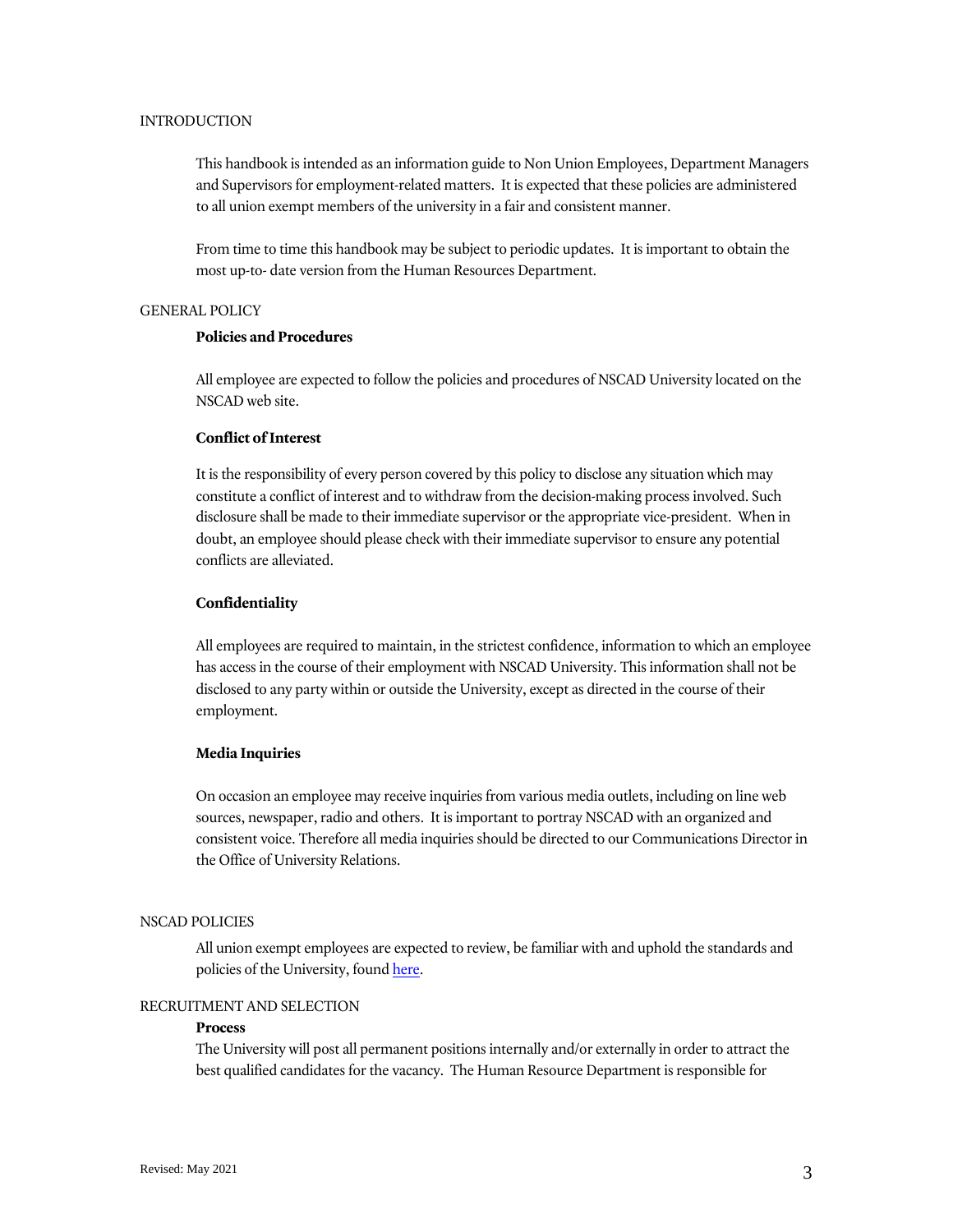## INTRODUCTION

This handbook is intended as an information guide to Non Union Employees, Department Managers and Supervisors for employment-related matters. It is expected that these policies are administered to all union exempt members of the university in a fair and consistent manner.

From time to time this handbook may be subject to periodic updates. It is important to obtain the most up-to- date version from the Human Resources Department.

## GENERAL POLICY

### Policies and Procedures

All employee are expected to follow the policies and procedures of NSCAD University located on the NSCAD web site.

### Conflict of Interest

It is the responsibility of every person covered by this policy to disclose any situation which may constitute a conflict of interest and to withdraw from the decision-making process involved. Such disclosure shall be made to their immediate supervisor or the appropriate vice-president. When in doubt, an employee should please check with their immediate supervisor to ensure any potential conflicts are alleviated.

### Confidentiality

All employees are required to maintain, in the strictest confidence, information to which an employee has access in the course of their employment with NSCAD University. This information shall not be disclosed to any party within or outside the University, except as directed in the course of their employment.

### Media Inquiries

On occasion an employee may receive inquiries from various media outlets, including on line web sources, newspaper, radio and others. It is important to portray NSCAD with an organized and consistent voice. Therefore all media inquiries should be directed to our Communications Director in the Office of University Relations.

## NSCAD POLICIES

All union exempt employees are expected to review, be familiar with and uphold the standards and policies of the University, found here.

## RECRUITMENT AND SELECTION

### Process

The University will post all permanent positions internally and/or externally in order to attract the best qualified candidates for the vacancy. The Human Resource Department is responsible for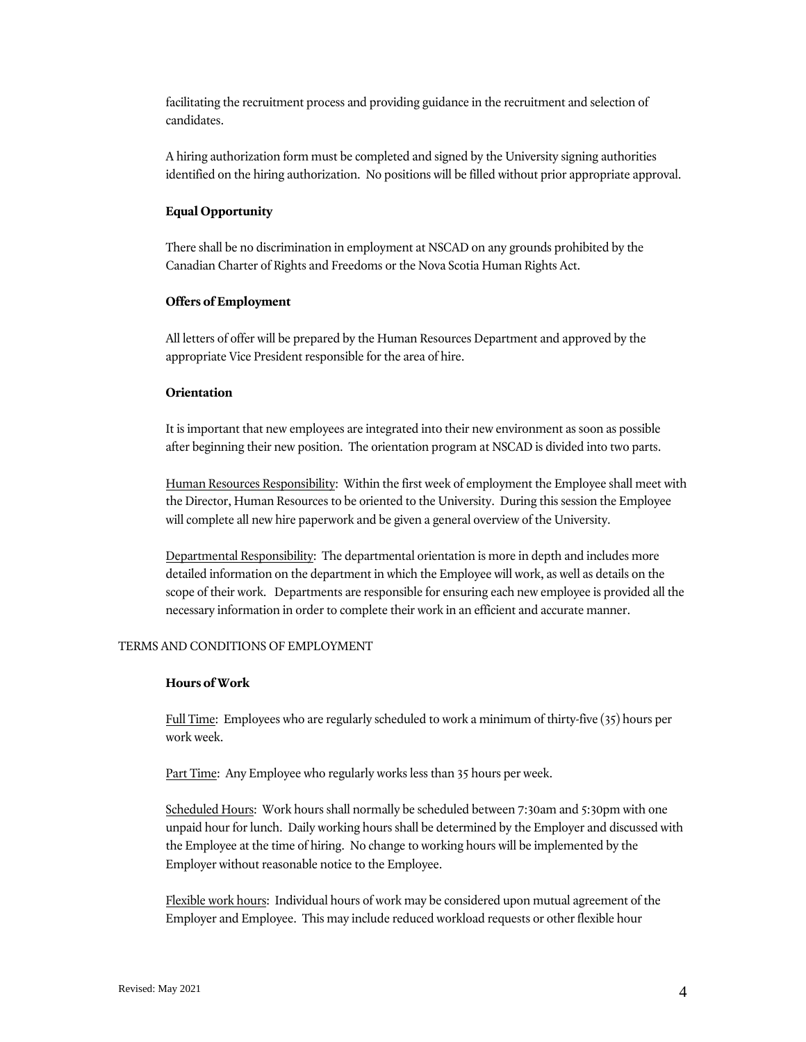facilitating the recruitment process and providing guidance in the recruitment and selection of candidates.

A hiring authorization form must be completed and signed by the University signing authorities identified on the hiring authorization. No positions will be filled without prior appropriate approval.

**Equal Opportunity**

There shall be no discrimination in employment at NSCAD on any grounds prohibited by the Canadian Charter of Rights and Freedoms or the Nova Scotia Human Rights Act.

**Offers of Employment**

All letters of offer will be prepared by the Human Resources Department and approved by the appropriate Vice President responsible for the area of hire.

**Orientation**

It is important that new employees are integrated into their new environment as soon as possible after beginning their new position. The orientation program at NSCAD is divided into two parts.

<u>Human Resources Responsibility</u>: Within the first week of employment the Employee shall meet with the Director, Human Resources to be oriented to the University. During this session the Employee will complete all new hire paperwork and be given a general overview of the University.

<u>Departmental Responsibility</u>: The departmental orientation is more in depth and includes more detailed information on the department in which the Employee will work, as well as details on the scope of their work. Departments are responsible for ensuring each new employee is provided all the necessary information in order to complete their work in an efficient and accurate manner.

## TERMS AND CONDITIONS OF EMPLOYMENT

**Hours of Work**

<u>Full Time</u>: Employees who are regularly scheduled to work a minimum of thirty-five (35) hours per work week.

<u>Part Time</u>: Any Employee who regularly works less than 35 hours per week.

<u>Scheduled Hours</u>: Work hours shall normally be scheduled between 7:30am and 5:30pm with one unpaid hour for lunch. Daily working hours shall be determined by the Employer and discussed with the Employee at the time of hiring. No change to working hours will be implemented by the Employer without reasonable notice to the Employee.

<u>Flexible work hours</u>: Individual hours of work may be considered upon mutual agreement of the Employer and Employee. This may include reduced workload requests or other flexible hour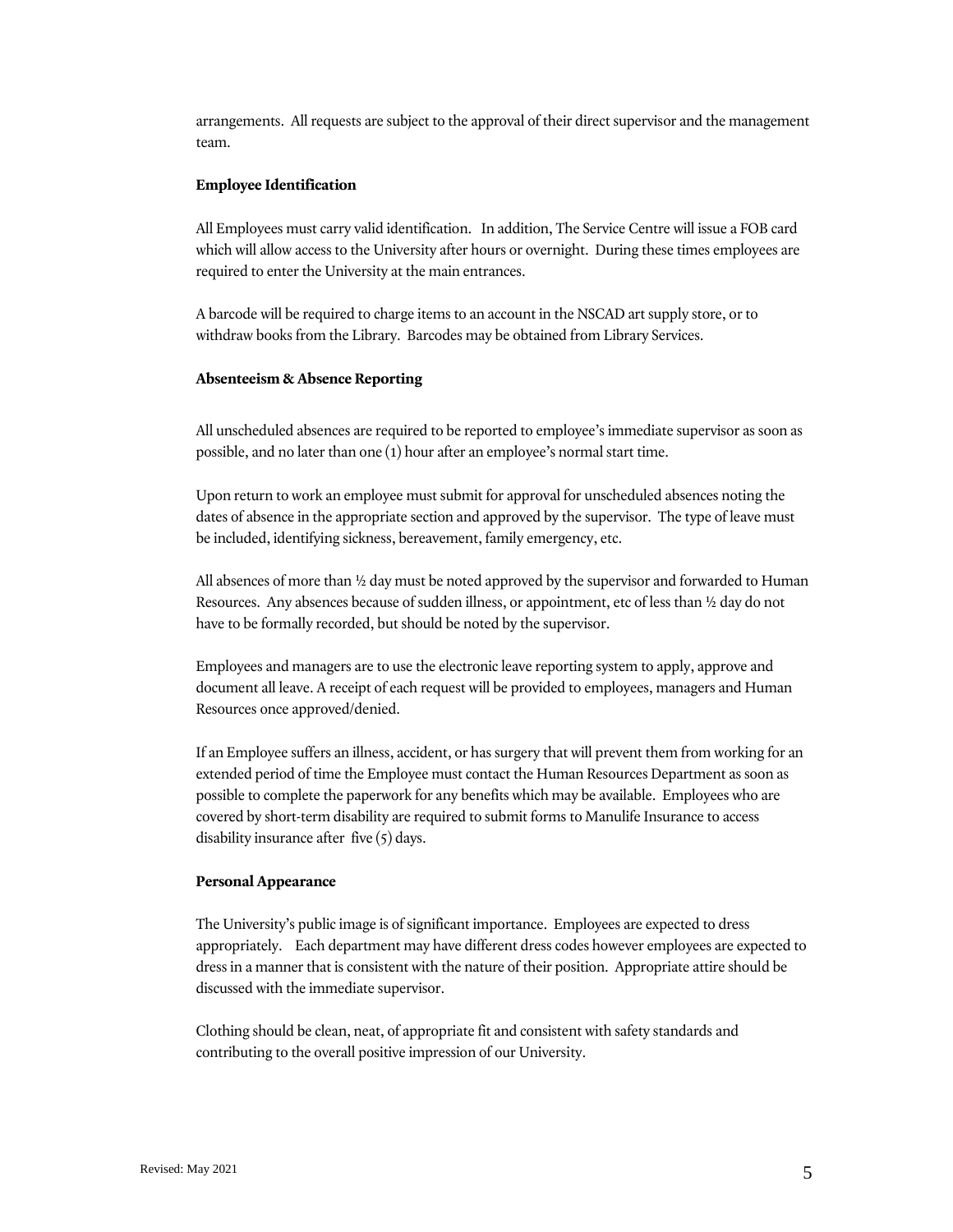arrangements. All requests are subject to the approval of their direct supervisor and the management team.

**Employee Identification**

All Employees must carry valid identification. In addition, The Service Centre will issue a FOB card which will allow access to the University after hours or overnight. During these times employees are required to enter the University at the main entrances.

A barcode will be required to charge items to an account in the NSCAD art supply store, or to withdraw books from the Library. Barcodes may be obtained from Library Services.

**Absenteeism & Absence Reporting**

All unscheduled absences are required to be reported to employee's immediate supervisor as soon as possible, and no later than one (1) hour after an employee's normal start time.

Upon return to work an employee must submit for approval for unscheduled absences noting the dates of absence in the appropriate section and approved by the supervisor. The type of leave must be included, identifying sickness, bereavement, family emergency, etc.

All absences of more than ½ day must be noted approved by the supervisor and forwarded to Human Resources. Any absences because of sudden illness, or appointment, etc of less than ½ day do not have to be formally recorded, but should be noted by the supervisor.

Employees and managers are to use the electronic leave reporting system to apply, approve and document all leave. A receipt of each request will be provided to employees, managers and Human Resources once approved/denied.

If an Employee suffers an illness, accident, or has surgery that will prevent them from working for an extended period of time the Employee must contact the Human Resources Department as soon as possible to complete the paperwork for any benefits which may be available. Employees who are covered by short-term disability are required to submit forms to Manulife Insurance to access disability insurance after five (5) days.

**Personal Appearance**

The University's public image is of significant importance. Employees are expected to dress appropriately. Each department may have different dress codes however employees are expected to dress in a manner that is consistent with the nature of their position. Appropriate attire should be discussed with the immediate supervisor.

Clothing should be clean, neat, of appropriate fit and consistent with safety standards and contributing to the overall positive impression of our University.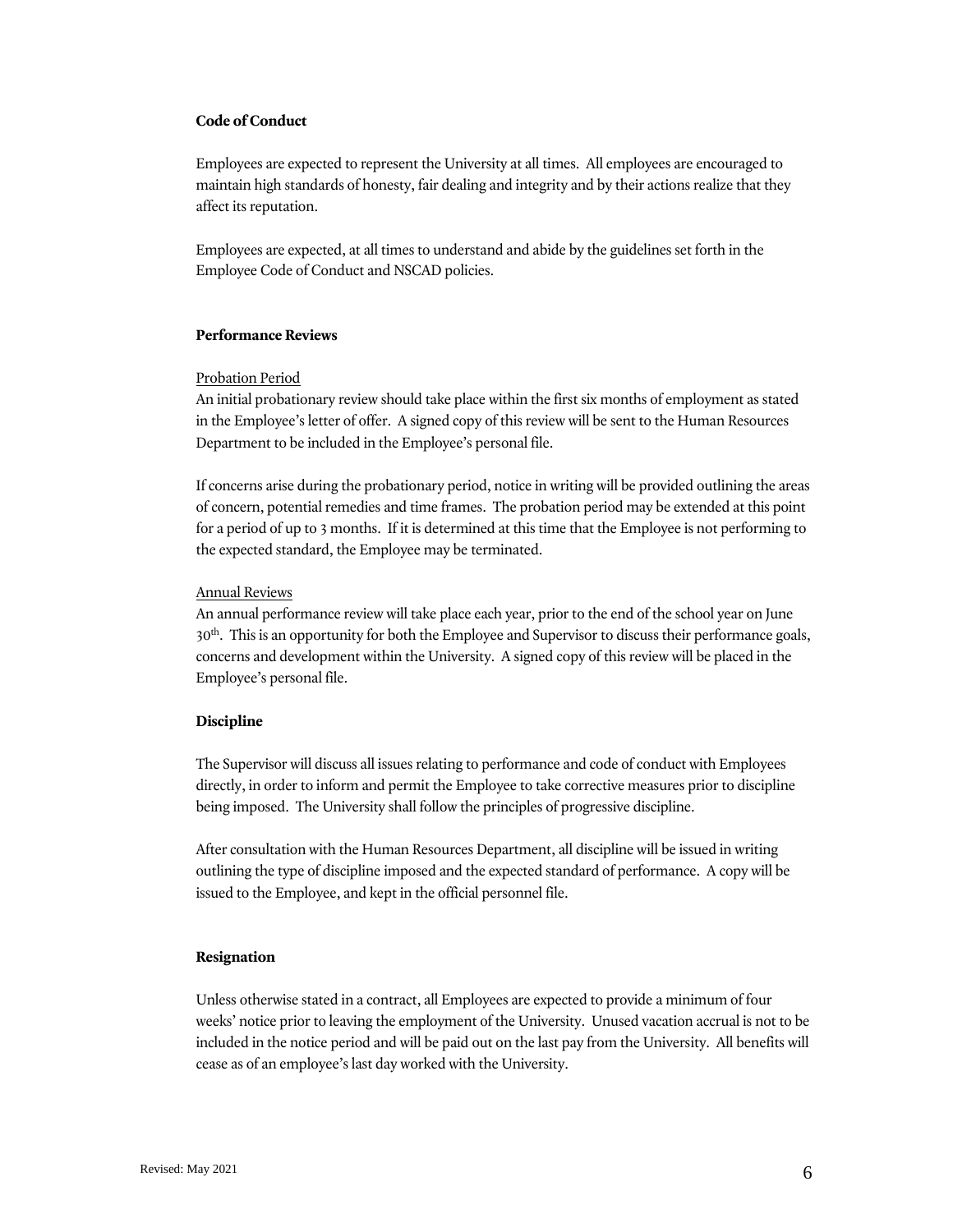**Code of Conduct**

Employees are expected to represent the University at all times. All employees are encouraged to maintain high standards of honesty, fair dealing and integrity and by their actions realize that they affect its reputation.

Employees are expected, at all times to understand and abide by the guidelines set forth in the Employee Code of Conduct and NSCAD policies.

**Performance Reviews**

Probation Period

An initial probationary review should take place within the first six months of employment as stated in the Employee's letter of offer. A signed copy of this review will be sent to the Human Resources Department to be included in the Employee's personal file.

If concerns arise during the probationary period, notice in writing will be provided outlining the areas of concern, potential remedies and time frames. The probation period may be extended at this point for a period of up to 3 months. If it is determined at this time that the Employee is not performing to the expected standard, the Employee may be terminated.

Annual Reviews

An annual performance review will take place each year, prior to the end of the school year on June 30th. This is an opportunity for both the Employee and Supervisor to discuss their performance goals, concerns and development within the University. A signed copy of this review will be placed in the Employee's personal file.

**Discipline**

The Supervisor will discuss all issues relating to performance and code of conduct with Employees directly, in order to inform and permit the Employee to take corrective measures prior to discipline being imposed. The University shall follow the principles of progressive discipline.

After consultation with the Human Resources Department, all discipline will be issued in writing outlining the type of discipline imposed and the expected standard of performance. A copy will be issued to the Employee, and kept in the official personnel file.

**Resignation**

Unless otherwise stated in a contract, all Employees are expected to provide a minimum of four weeks' notice prior to leaving the employment of the University. Unused vacation accrual is not to be included in the notice period and will be paid out on the last pay from the University. All benefits will cease as of an employee's last day worked with the University.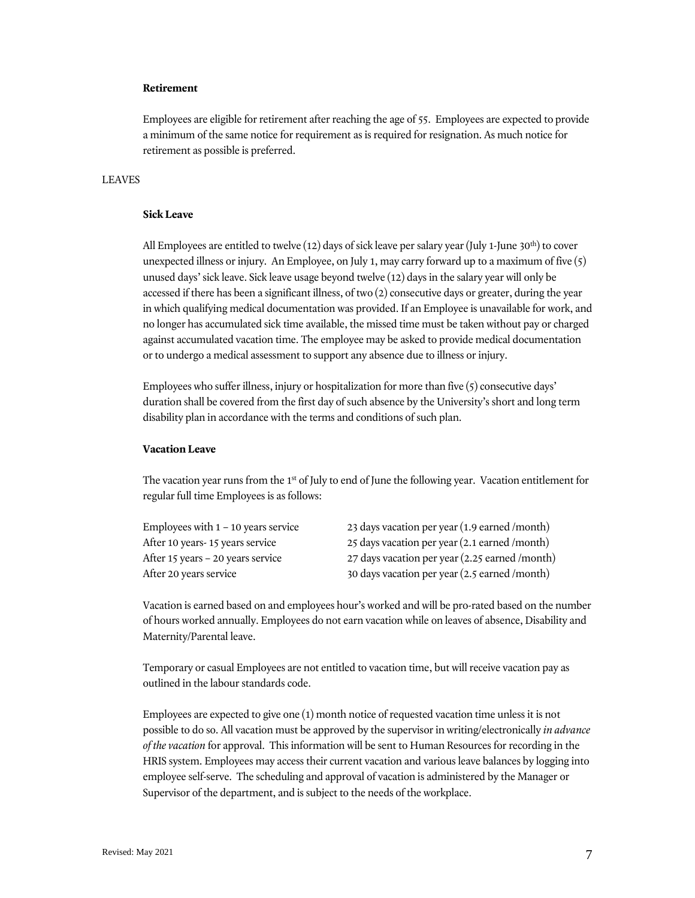**Retirement**

Employees are eligible for retirement after reaching the age of 55. Employees are expected to provide a minimum of the same notice for requirement as is required for resignation. As much notice for retirement as possible is preferred.

LEAVES

**Sick Leave**

All Employees are entitled to twelve (12) days of sick leave per salary year (July 1-June 30th) to cover unexpected illness or injury. An Employee, on July 1, may carry forward up to a maximum of five (5) unused days' sick leave. Sick leave usage beyond twelve (12) days in the salary year will only be accessed if there has been a significant illness, of two (2) consecutive days or greater, during the year in which qualifying medical documentation was provided. If an Employee is unavailable for work, and no longer has accumulated sick time available, the missed time must be taken without pay or charged against accumulated vacation time. The employee may be asked to provide medical documentation or to undergo a medical assessment to support any absence due to illness or injury.

Employees who suffer illness, injury or hospitalization for more than five (5) consecutive days' duration shall be covered from the first day of such absence by the University's short and long term disability plan in accordance with the terms and conditions of such plan.

**Vacation Leave**

The vacation year runs from the 1st of July to end of June the following year. Vacation entitlement for regular full time Employees is as follows:

| | |
|---|---|
| Employees with 1 – 10 years service | 23 days vacation per year (1.9 earned /month) |
| After 10 years- 15 years service | 25 days vacation per year (2.1 earned /month) |
| After 15 years – 20 years service | 27 days vacation per year (2.25 earned /month) |
| After 20 years service | 30 days vacation per year (2.5 earned /month) |

Vacation is earned based on and employees hour's worked and will be pro-rated based on the number of hours worked annually. Employees do not earn vacation while on leaves of absence, Disability and Maternity/Parental leave.

Temporary or casual Employees are not entitled to vacation time, but will receive vacation pay as outlined in the labour standards code.

Employees are expected to give one (1) month notice of requested vacation time unless it is not possible to do so. All vacation must be approved by the supervisor in writing/electronically *in advance of the vacation* for approval. This information will be sent to Human Resources for recording in the HRIS system. Employees may access their current vacation and various leave balances by logging into employee self-serve. The scheduling and approval of vacation is administered by the Manager or Supervisor of the department, and is subject to the needs of the workplace.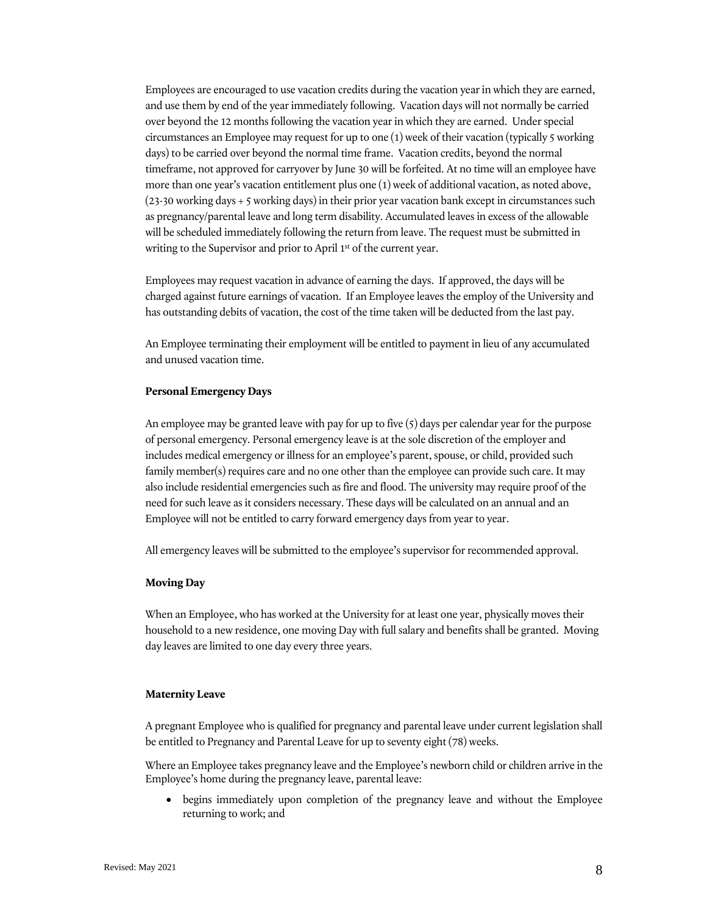Employees are encouraged to use vacation credits during the vacation year in which they are earned, and use them by end of the year immediately following. Vacation days will not normally be carried over beyond the 12 months following the vacation year in which they are earned. Under special circumstances an Employee may request for up to one (1) week of their vacation (typically 5 working days) to be carried over beyond the normal time frame. Vacation credits, beyond the normal timeframe, not approved for carryover by June 30 will be forfeited. At no time will an employee have more than one year's vacation entitlement plus one (1) week of additional vacation, as noted above, (23-30 working days + 5 working days) in their prior year vacation bank except in circumstances such as pregnancy/parental leave and long term disability. Accumulated leaves in excess of the allowable will be scheduled immediately following the return from leave. The request must be submitted in writing to the Supervisor and prior to April 1st of the current year.

Employees may request vacation in advance of earning the days. If approved, the days will be charged against future earnings of vacation. If an Employee leaves the employ of the University and has outstanding debits of vacation, the cost of the time taken will be deducted from the last pay.

An Employee terminating their employment will be entitled to payment in lieu of any accumulated and unused vacation time.

**Personal Emergency Days**

An employee may be granted leave with pay for up to five (5) days per calendar year for the purpose of personal emergency. Personal emergency leave is at the sole discretion of the employer and includes medical emergency or illness for an employee's parent, spouse, or child, provided such family member(s) requires care and no one other than the employee can provide such care. It may also include residential emergencies such as fire and flood. The university may require proof of the need for such leave as it considers necessary. These days will be calculated on an annual and an Employee will not be entitled to carry forward emergency days from year to year.

All emergency leaves will be submitted to the employee's supervisor for recommended approval.

**Moving Day**

When an Employee, who has worked at the University for at least one year, physically moves their household to a new residence, one moving Day with full salary and benefits shall be granted. Moving day leaves are limited to one day every three years.

**Maternity Leave**

A pregnant Employee who is qualified for pregnancy and parental leave under current legislation shall be entitled to Pregnancy and Parental Leave for up to seventy eight (78) weeks.

Where an Employee takes pregnancy leave and the Employee's newborn child or children arrive in the Employee's home during the pregnancy leave, parental leave:

- begins immediately upon completion of the pregnancy leave and without the Employee returning to work; and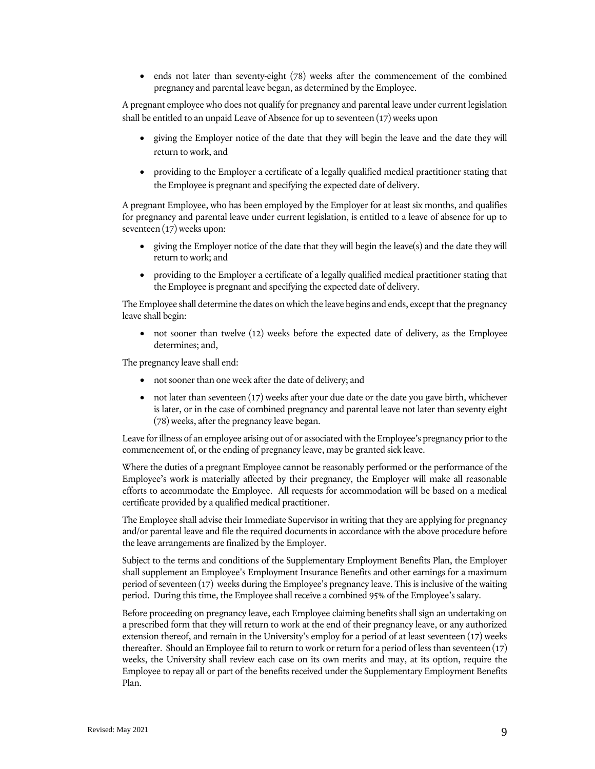- ends not later than seventy-eight (78) weeks after the commencement of the combined pregnancy and parental leave began, as determined by the Employee.

A pregnant employee who does not qualify for pregnancy and parental leave under current legislation shall be entitled to an unpaid Leave of Absence for up to seventeen (17) weeks upon

- giving the Employer notice of the date that they will begin the leave and the date they will return to work, and
- providing to the Employer a certificate of a legally qualified medical practitioner stating that the Employee is pregnant and specifying the expected date of delivery.

A pregnant Employee, who has been employed by the Employer for at least six months, and qualifies for pregnancy and parental leave under current legislation, is entitled to a leave of absence for up to seventeen (17) weeks upon:

- giving the Employer notice of the date that they will begin the leave(s) and the date they will return to work; and
- providing to the Employer a certificate of a legally qualified medical practitioner stating that the Employee is pregnant and specifying the expected date of delivery.

The Employee shall determine the dates on which the leave begins and ends, except that the pregnancy leave shall begin:

- not sooner than twelve (12) weeks before the expected date of delivery, as the Employee determines; and,

The pregnancy leave shall end:

- not sooner than one week after the date of delivery; and
- not later than seventeen (17) weeks after your due date or the date you gave birth, whichever is later, or in the case of combined pregnancy and parental leave not later than seventy eight (78) weeks, after the pregnancy leave began.

Leave for illness of an employee arising out of or associated with the Employee's pregnancy prior to the commencement of, or the ending of pregnancy leave, may be granted sick leave.

Where the duties of a pregnant Employee cannot be reasonably performed or the performance of the Employee's work is materially affected by their pregnancy, the Employer will make all reasonable efforts to accommodate the Employee. All requests for accommodation will be based on a medical certificate provided by a qualified medical practitioner.

The Employee shall advise their Immediate Supervisor in writing that they are applying for pregnancy and/or parental leave and file the required documents in accordance with the above procedure before the leave arrangements are finalized by the Employer.

Subject to the terms and conditions of the Supplementary Employment Benefits Plan, the Employer shall supplement an Employee's Employment Insurance Benefits and other earnings for a maximum period of seventeen (17) weeks during the Employee's pregnancy leave. This is inclusive of the waiting period. During this time, the Employee shall receive a combined 95% of the Employee's salary.

Before proceeding on pregnancy leave, each Employee claiming benefits shall sign an undertaking on a prescribed form that they will return to work at the end of their pregnancy leave, or any authorized extension thereof, and remain in the University's employ for a period of at least seventeen (17) weeks thereafter. Should an Employee fail to return to work or return for a period of less than seventeen (17) weeks, the University shall review each case on its own merits and may, at its option, require the Employee to repay all or part of the benefits received under the Supplementary Employment Benefits Plan.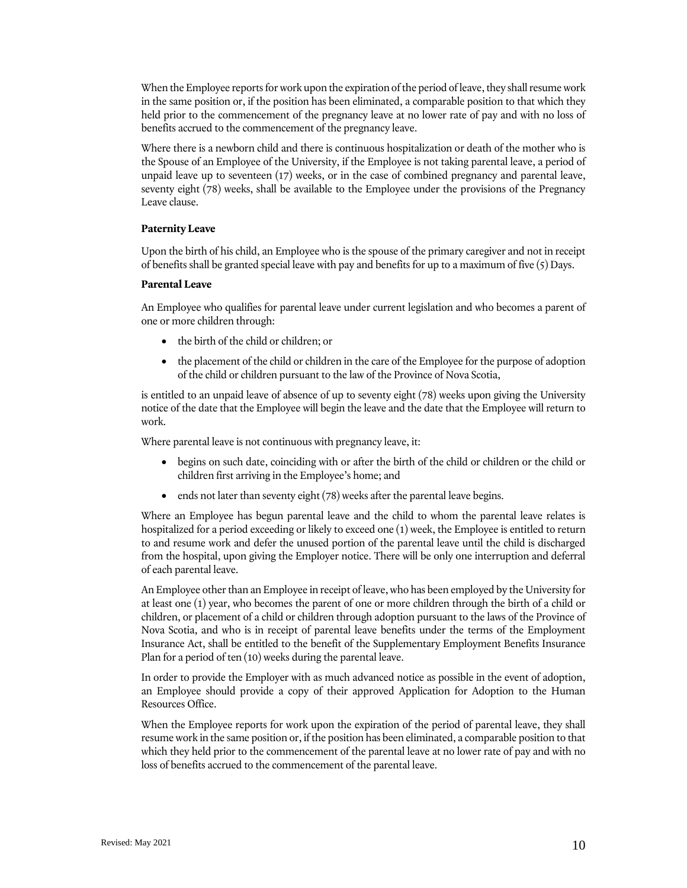When the Employee reports for work upon the expiration of the period of leave, they shall resume work in the same position or, if the position has been eliminated, a comparable position to that which they held prior to the commencement of the pregnancy leave at no lower rate of pay and with no loss of benefits accrued to the commencement of the pregnancy leave.

Where there is a newborn child and there is continuous hospitalization or death of the mother who is the Spouse of an Employee of the University, if the Employee is not taking parental leave, a period of unpaid leave up to seventeen (17) weeks, or in the case of combined pregnancy and parental leave, seventy eight (78) weeks, shall be available to the Employee under the provisions of the Pregnancy Leave clause.

**Paternity Leave**

Upon the birth of his child, an Employee who is the spouse of the primary caregiver and not in receipt of benefits shall be granted special leave with pay and benefits for up to a maximum of five (5) Days.

**Parental Leave**

An Employee who qualifies for parental leave under current legislation and who becomes a parent of one or more children through:

- the birth of the child or children; or
- the placement of the child or children in the care of the Employee for the purpose of adoption of the child or children pursuant to the law of the Province of Nova Scotia,

is entitled to an unpaid leave of absence of up to seventy eight (78) weeks upon giving the University notice of the date that the Employee will begin the leave and the date that the Employee will return to work.

Where parental leave is not continuous with pregnancy leave, it:

- begins on such date, coinciding with or after the birth of the child or children or the child or children first arriving in the Employee's home; and
- ends not later than seventy eight (78) weeks after the parental leave begins.

Where an Employee has begun parental leave and the child to whom the parental leave relates is hospitalized for a period exceeding or likely to exceed one (1) week, the Employee is entitled to return to and resume work and defer the unused portion of the parental leave until the child is discharged from the hospital, upon giving the Employer notice. There will be only one interruption and deferral of each parental leave.

An Employee other than an Employee in receipt of leave, who has been employed by the University for at least one (1) year, who becomes the parent of one or more children through the birth of a child or children, or placement of a child or children through adoption pursuant to the laws of the Province of Nova Scotia, and who is in receipt of parental leave benefits under the terms of the Employment Insurance Act, shall be entitled to the benefit of the Supplementary Employment Benefits Insurance Plan for a period of ten (10) weeks during the parental leave.

In order to provide the Employer with as much advanced notice as possible in the event of adoption, an Employee should provide a copy of their approved Application for Adoption to the Human Resources Office.

When the Employee reports for work upon the expiration of the period of parental leave, they shall resume work in the same position or, if the position has been eliminated, a comparable position to that which they held prior to the commencement of the parental leave at no lower rate of pay and with no loss of benefits accrued to the commencement of the parental leave.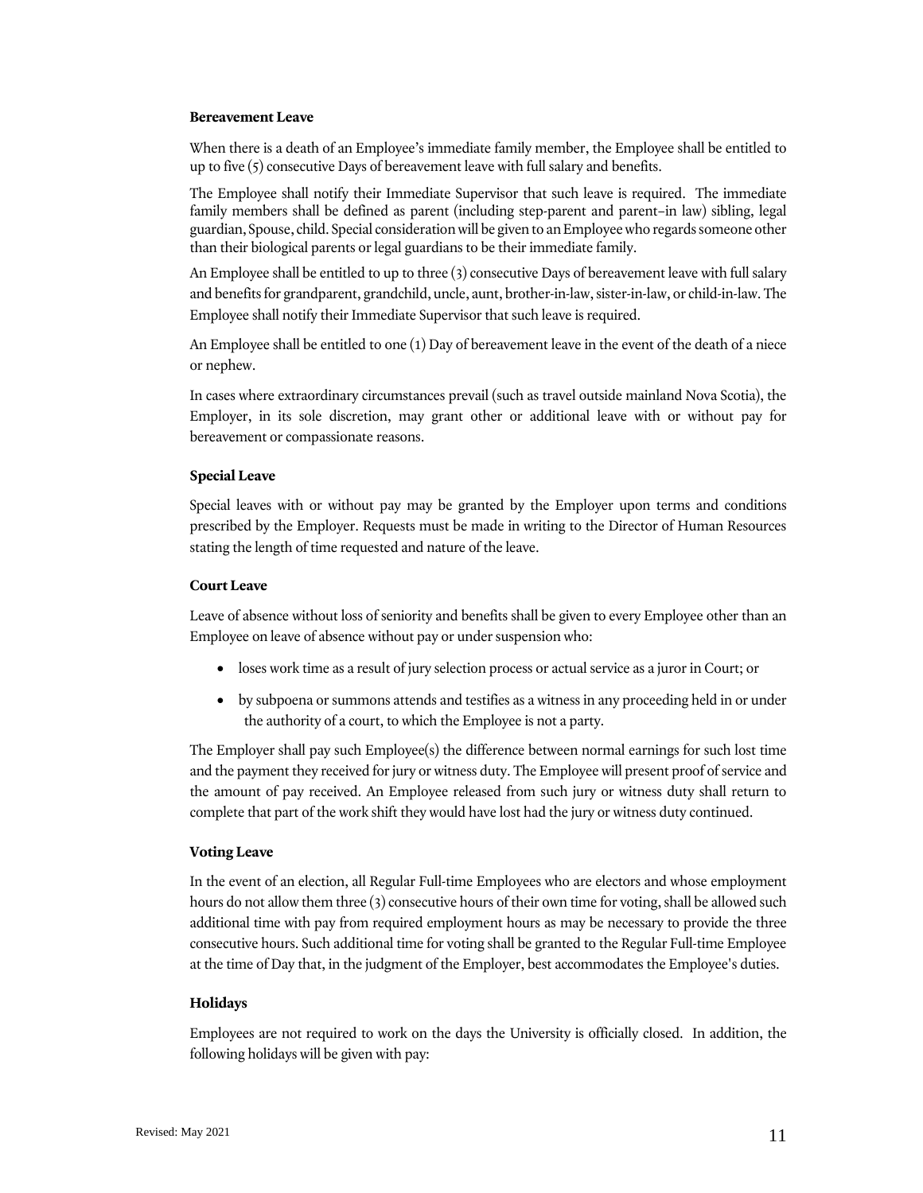**Bereavement Leave**

When there is a death of an Employee's immediate family member, the Employee shall be entitled to up to five (5) consecutive Days of bereavement leave with full salary and benefits.

The Employee shall notify their Immediate Supervisor that such leave is required. The immediate family members shall be defined as parent (including step-parent and parent–in law) sibling, legal guardian, Spouse, child. Special consideration will be given to an Employee who regards someone other than their biological parents or legal guardians to be their immediate family.

An Employee shall be entitled to up to three (3) consecutive Days of bereavement leave with full salary and benefits for grandparent, grandchild, uncle, aunt, brother-in-law, sister-in-law, or child-in-law. The Employee shall notify their Immediate Supervisor that such leave is required.

An Employee shall be entitled to one (1) Day of bereavement leave in the event of the death of a niece or nephew.

In cases where extraordinary circumstances prevail (such as travel outside mainland Nova Scotia), the Employer, in its sole discretion, may grant other or additional leave with or without pay for bereavement or compassionate reasons.

**Special Leave**

Special leaves with or without pay may be granted by the Employer upon terms and conditions prescribed by the Employer. Requests must be made in writing to the Director of Human Resources stating the length of time requested and nature of the leave.

**Court Leave**

Leave of absence without loss of seniority and benefits shall be given to every Employee other than an Employee on leave of absence without pay or under suspension who:

- loses work time as a result of jury selection process or actual service as a juror in Court; or
- by subpoena or summons attends and testifies as a witness in any proceeding held in or under the authority of a court, to which the Employee is not a party.

The Employer shall pay such Employee(s) the difference between normal earnings for such lost time and the payment they received for jury or witness duty. The Employee will present proof of service and the amount of pay received. An Employee released from such jury or witness duty shall return to complete that part of the work shift they would have lost had the jury or witness duty continued.

**Voting Leave**

In the event of an election, all Regular Full-time Employees who are electors and whose employment hours do not allow them three (3) consecutive hours of their own time for voting, shall be allowed such additional time with pay from required employment hours as may be necessary to provide the three consecutive hours. Such additional time for voting shall be granted to the Regular Full-time Employee at the time of Day that, in the judgment of the Employer, best accommodates the Employee's duties.

**Holidays**

Employees are not required to work on the days the University is officially closed. In addition, the following holidays will be given with pay: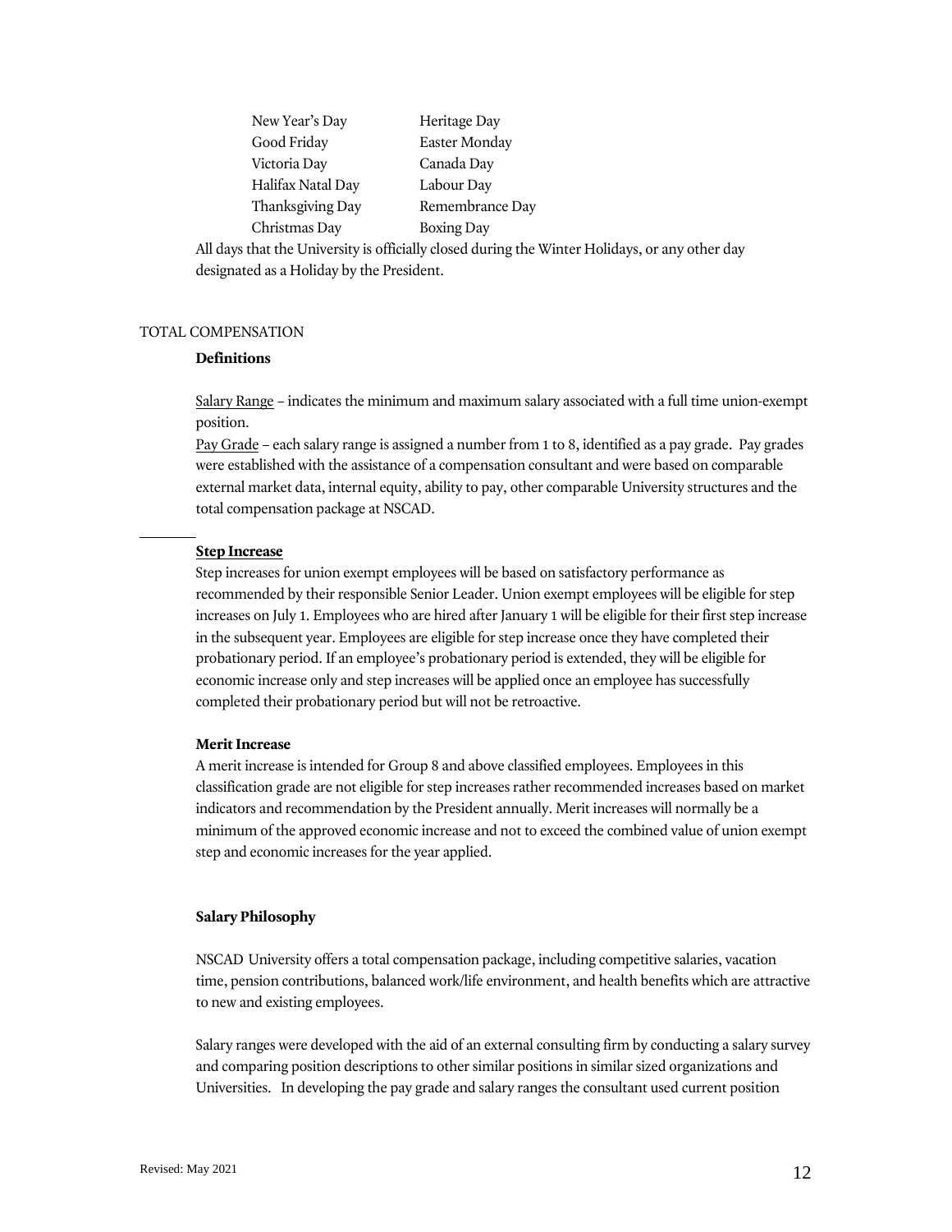| | |
|---|---|
| New Year's Day | Heritage Day |
| Good Friday | Easter Monday |
| Victoria Day | Canada Day |
| Halifax Natal Day | Labour Day |
| Thanksgiving Day | Remembrance Day |
| Christmas Day | Boxing Day |

All days that the University is officially closed during the Winter Holidays, or any other day designated as a Holiday by the President.

## TOTAL COMPENSATION

### Definitions

Salary Range – indicates the minimum and maximum salary associated with a full time union-exempt position.

Pay Grade – each salary range is assigned a number from 1 to 8, identified as a pay grade. Pay grades were established with the assistance of a compensation consultant and were based on comparable external market data, internal equity, ability to pay, other comparable University structures and the total compensation package at NSCAD.

### Step Increase

Step increases for union exempt employees will be based on satisfactory performance as recommended by their responsible Senior Leader. Union exempt employees will be eligible for step increases on July 1. Employees who are hired after January 1 will be eligible for their first step increase in the subsequent year. Employees are eligible for step increase once they have completed their probationary period. If an employee's probationary period is extended, they will be eligible for economic increase only and step increases will be applied once an employee has successfully completed their probationary period but will not be retroactive.

### Merit Increase

A merit increase is intended for Group 8 and above classified employees. Employees in this classification grade are not eligible for step increases rather recommended increases based on market indicators and recommendation by the President annually. Merit increases will normally be a minimum of the approved economic increase and not to exceed the combined value of union exempt step and economic increases for the year applied.

### Salary Philosophy

NSCAD University offers a total compensation package, including competitive salaries, vacation time, pension contributions, balanced work/life environment, and health benefits which are attractive to new and existing employees.

Salary ranges were developed with the aid of an external consulting firm by conducting a salary survey and comparing position descriptions to other similar positions in similar sized organizations and Universities. In developing the pay grade and salary ranges the consultant used current position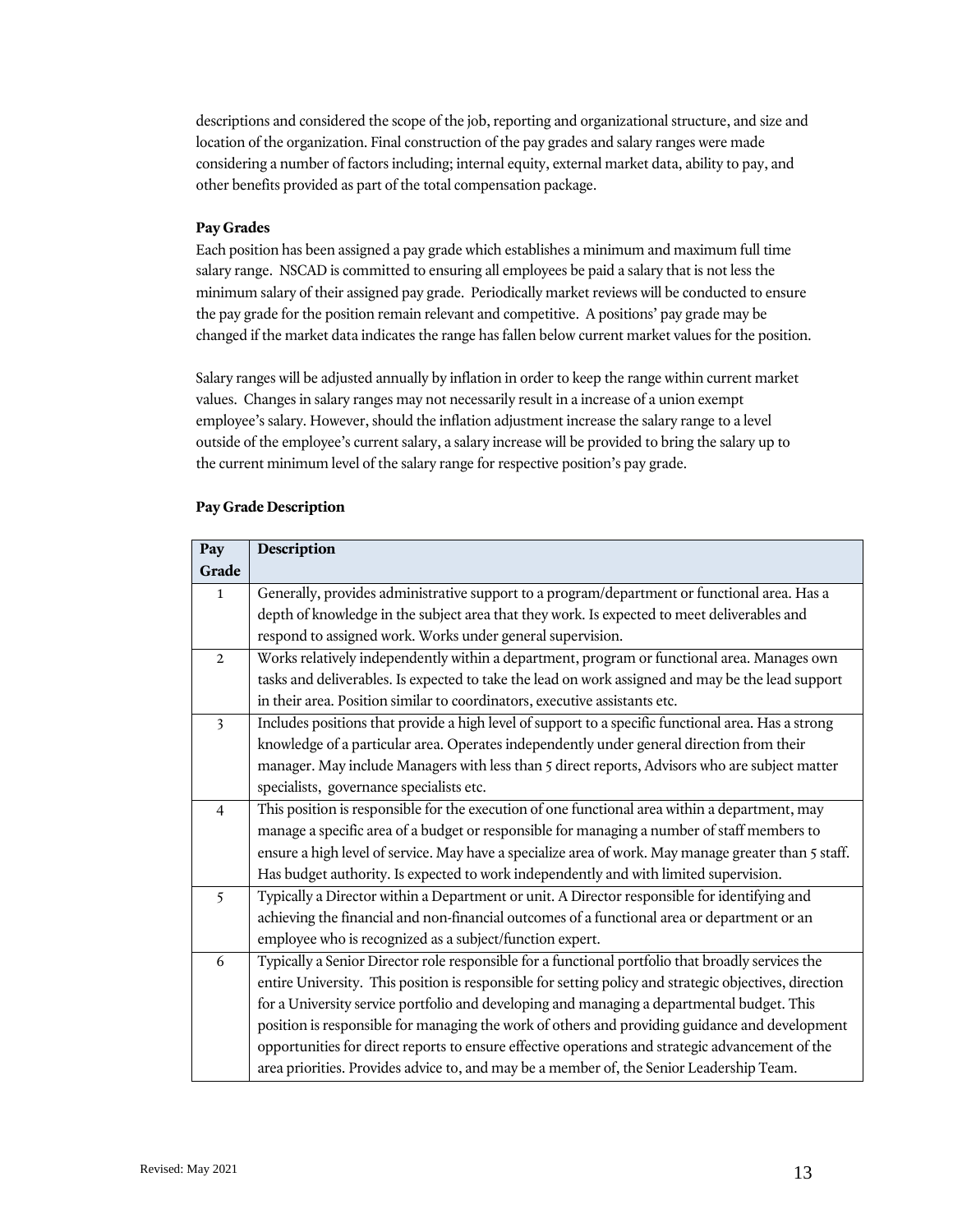descriptions and considered the scope of the job, reporting and organizational structure, and size and location of the organization. Final construction of the pay grades and salary ranges were made considering a number of factors including; internal equity, external market data, ability to pay, and other benefits provided as part of the total compensation package.

**Pay Grades**

Each position has been assigned a pay grade which establishes a minimum and maximum full time salary range. NSCAD is committed to ensuring all employees be paid a salary that is not less the minimum salary of their assigned pay grade. Periodically market reviews will be conducted to ensure the pay grade for the position remain relevant and competitive. A positions' pay grade may be changed if the market data indicates the range has fallen below current market values for the position.

Salary ranges will be adjusted annually by inflation in order to keep the range within current market values. Changes in salary ranges may not necessarily result in a increase of a union exempt employee's salary. However, should the inflation adjustment increase the salary range to a level outside of the employee's current salary, a salary increase will be provided to bring the salary up to the current minimum level of the salary range for respective position's pay grade.

**Pay Grade Description**

| Pay Grade | Description |
|---|---|
| 1 | Generally, provides administrative support to a program/department or functional area. Has a depth of knowledge in the subject area that they work. Is expected to meet deliverables and respond to assigned work. Works under general supervision. |
| 2 | Works relatively independently within a department, program or functional area. Manages own tasks and deliverables. Is expected to take the lead on work assigned and may be the lead support in their area. Position similar to coordinators, executive assistants etc. |
| 3 | Includes positions that provide a high level of support to a specific functional area. Has a strong knowledge of a particular area. Operates independently under general direction from their manager. May include Managers with less than 5 direct reports, Advisors who are subject matter specialists, governance specialists etc. |
| 4 | This position is responsible for the execution of one functional area within a department, may manage a specific area of a budget or responsible for managing a number of staff members to ensure a high level of service. May have a specialize area of work. May manage greater than 5 staff. Has budget authority. Is expected to work independently and with limited supervision. |
| 5 | Typically a Director within a Department or unit. A Director responsible for identifying and achieving the financial and non-financial outcomes of a functional area or department or an employee who is recognized as a subject/function expert. |
| 6 | Typically a Senior Director role responsible for a functional portfolio that broadly services the entire University. This position is responsible for setting policy and strategic objectives, direction for a University service portfolio and developing and managing a departmental budget. This position is responsible for managing the work of others and providing guidance and development opportunities for direct reports to ensure effective operations and strategic advancement of the area priorities. Provides advice to, and may be a member of, the Senior Leadership Team. |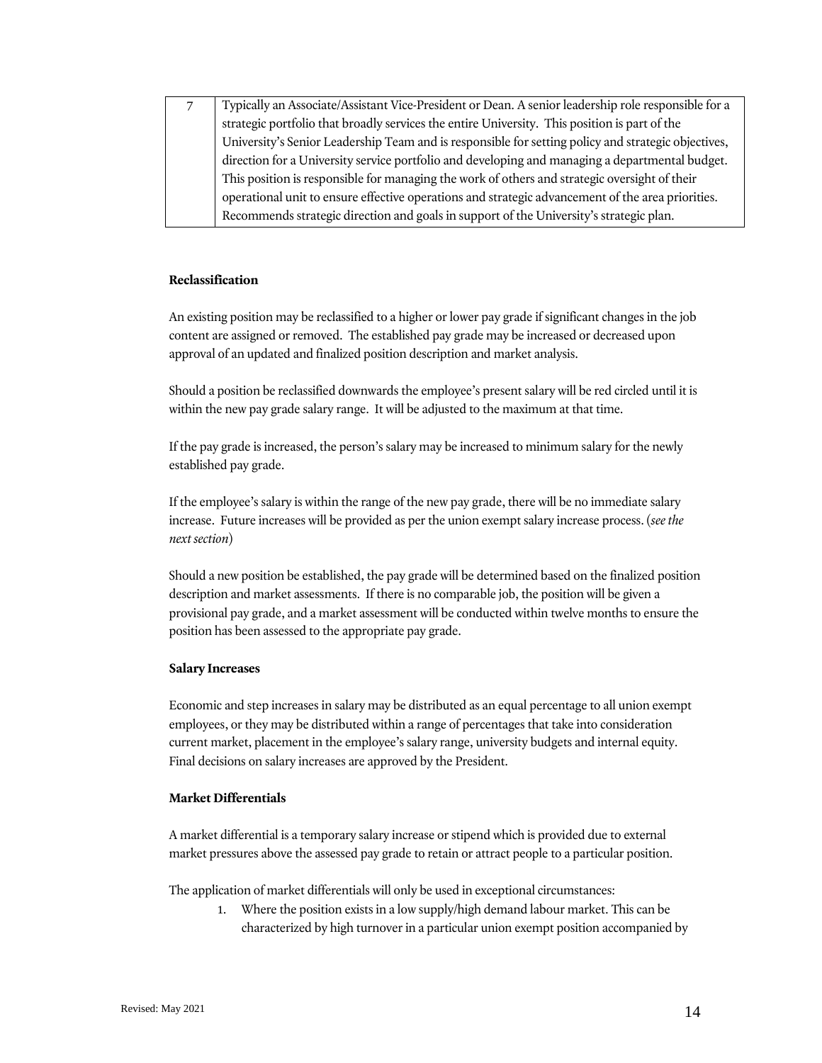| 7 | Typically an Associate/Assistant Vice-President or Dean. A senior leadership role responsible for a strategic portfolio that broadly services the entire University. This position is part of the University's Senior Leadership Team and is responsible for setting policy and strategic objectives, direction for a University service portfolio and developing and managing a departmental budget. This position is responsible for managing the work of others and strategic oversight of their operational unit to ensure effective operations and strategic advancement of the area priorities. Recommends strategic direction and goals in support of the University's strategic plan. |
|---|---|

**Reclassification**

An existing position may be reclassified to a higher or lower pay grade if significant changes in the job content are assigned or removed. The established pay grade may be increased or decreased upon approval of an updated and finalized position description and market analysis.

Should a position be reclassified downwards the employee's present salary will be red circled until it is within the new pay grade salary range. It will be adjusted to the maximum at that time.

If the pay grade is increased, the person's salary may be increased to minimum salary for the newly established pay grade.

If the employee's salary is within the range of the new pay grade, there will be no immediate salary increase. Future increases will be provided as per the union exempt salary increase process. (*see the next section*)

Should a new position be established, the pay grade will be determined based on the finalized position description and market assessments. If there is no comparable job, the position will be given a provisional pay grade, and a market assessment will be conducted within twelve months to ensure the position has been assessed to the appropriate pay grade.

**Salary Increases**

Economic and step increases in salary may be distributed as an equal percentage to all union exempt employees, or they may be distributed within a range of percentages that take into consideration current market, placement in the employee's salary range, university budgets and internal equity. Final decisions on salary increases are approved by the President.

**Market Differentials**

A market differential is a temporary salary increase or stipend which is provided due to external market pressures above the assessed pay grade to retain or attract people to a particular position.

The application of market differentials will only be used in exceptional circumstances:

1. Where the position exists in a low supply/high demand labour market. This can be characterized by high turnover in a particular union exempt position accompanied by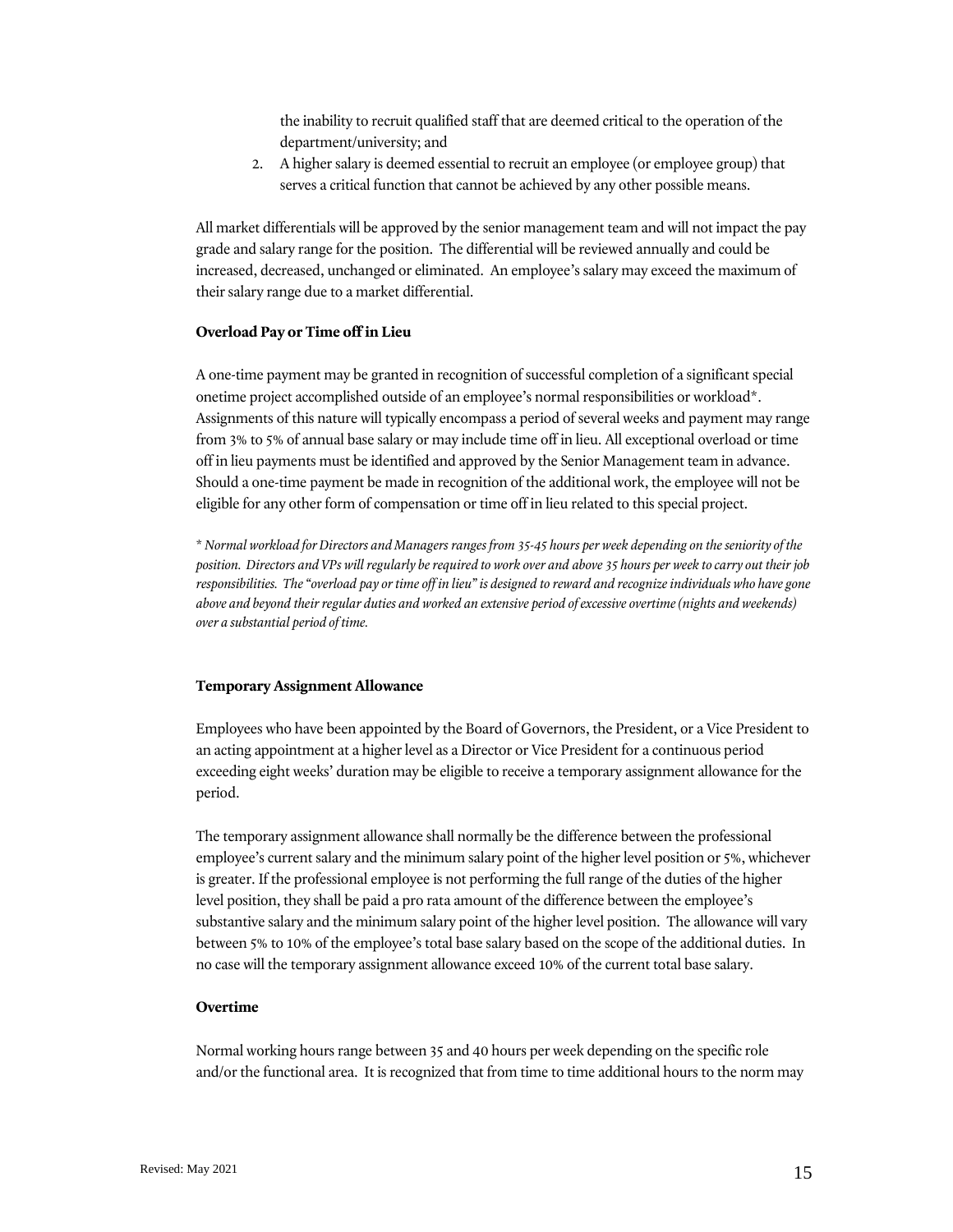the inability to recruit qualified staff that are deemed critical to the operation of the department/university; and

2. A higher salary is deemed essential to recruit an employee (or employee group) that serves a critical function that cannot be achieved by any other possible means.

All market differentials will be approved by the senior management team and will not impact the pay grade and salary range for the position. The differential will be reviewed annually and could be increased, decreased, unchanged or eliminated. An employee's salary may exceed the maximum of their salary range due to a market differential.

**Overload Pay or Time off in Lieu**

A one-time payment may be granted in recognition of successful completion of a significant special onetime project accomplished outside of an employee's normal responsibilities or workload*. Assignments of this nature will typically encompass a period of several weeks and payment may range from 3% to 5% of annual base salary or may include time off in lieu. All exceptional overload or time off in lieu payments must be identified and approved by the Senior Management team in advance. Should a one-time payment be made in recognition of the additional work, the employee will not be eligible for any other form of compensation or time off in lieu related to this special project.

*\* Normal workload for Directors and Managers ranges from 35-45 hours per week depending on the seniority of the position. Directors and VPs will regularly be required to work over and above 35 hours per week to carry out their job responsibilities. The "overload pay or time off in lieu" is designed to reward and recognize individuals who have gone above and beyond their regular duties and worked an extensive period of excessive overtime (nights and weekends) over a substantial period of time.*

**Temporary Assignment Allowance**

Employees who have been appointed by the Board of Governors, the President, or a Vice President to an acting appointment at a higher level as a Director or Vice President for a continuous period exceeding eight weeks' duration may be eligible to receive a temporary assignment allowance for the period.

The temporary assignment allowance shall normally be the difference between the professional employee's current salary and the minimum salary point of the higher level position or 5%, whichever is greater. If the professional employee is not performing the full range of the duties of the higher level position, they shall be paid a pro rata amount of the difference between the employee's substantive salary and the minimum salary point of the higher level position. The allowance will vary between 5% to 10% of the employee's total base salary based on the scope of the additional duties. In no case will the temporary assignment allowance exceed 10% of the current total base salary.

**Overtime**

Normal working hours range between 35 and 40 hours per week depending on the specific role and/or the functional area. It is recognized that from time to time additional hours to the norm may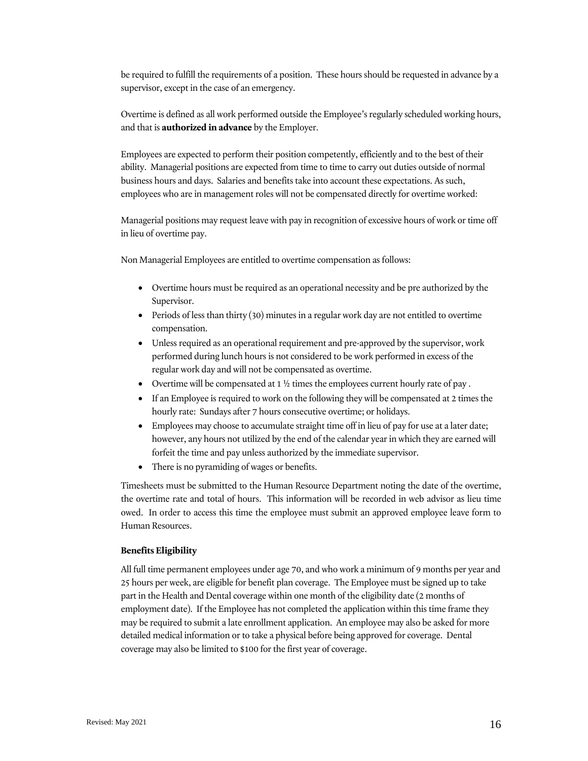be required to fulfill the requirements of a position. These hours should be requested in advance by a supervisor, except in the case of an emergency.

Overtime is defined as all work performed outside the Employee's regularly scheduled working hours, and that is **authorized in advance** by the Employer.

Employees are expected to perform their position competently, efficiently and to the best of their ability. Managerial positions are expected from time to time to carry out duties outside of normal business hours and days. Salaries and benefits take into account these expectations. As such, employees who are in management roles will not be compensated directly for overtime worked:

Managerial positions may request leave with pay in recognition of excessive hours of work or time off in lieu of overtime pay.

Non Managerial Employees are entitled to overtime compensation as follows:

- Overtime hours must be required as an operational necessity and be pre authorized by the Supervisor.
- Periods of less than thirty (30) minutes in a regular work day are not entitled to overtime compensation.
- Unless required as an operational requirement and pre-approved by the supervisor, work performed during lunch hours is not considered to be work performed in excess of the regular work day and will not be compensated as overtime.
- Overtime will be compensated at 1 ½ times the employees current hourly rate of pay .
- If an Employee is required to work on the following they will be compensated at 2 times the hourly rate: Sundays after 7 hours consecutive overtime; or holidays.
- Employees may choose to accumulate straight time off in lieu of pay for use at a later date; however, any hours not utilized by the end of the calendar year in which they are earned will forfeit the time and pay unless authorized by the immediate supervisor.
- There is no pyramiding of wages or benefits.

Timesheets must be submitted to the Human Resource Department noting the date of the overtime, the overtime rate and total of hours. This information will be recorded in web advisor as lieu time owed. In order to access this time the employee must submit an approved employee leave form to Human Resources.

**Benefits Eligibility**

All full time permanent employees under age 70, and who work a minimum of 9 months per year and 25 hours per week, are eligible for benefit plan coverage. The Employee must be signed up to take part in the Health and Dental coverage within one month of the eligibility date (2 months of employment date). If the Employee has not completed the application within this time frame they may be required to submit a late enrollment application. An employee may also be asked for more detailed medical information or to take a physical before being approved for coverage. Dental coverage may also be limited to $100 for the first year of coverage.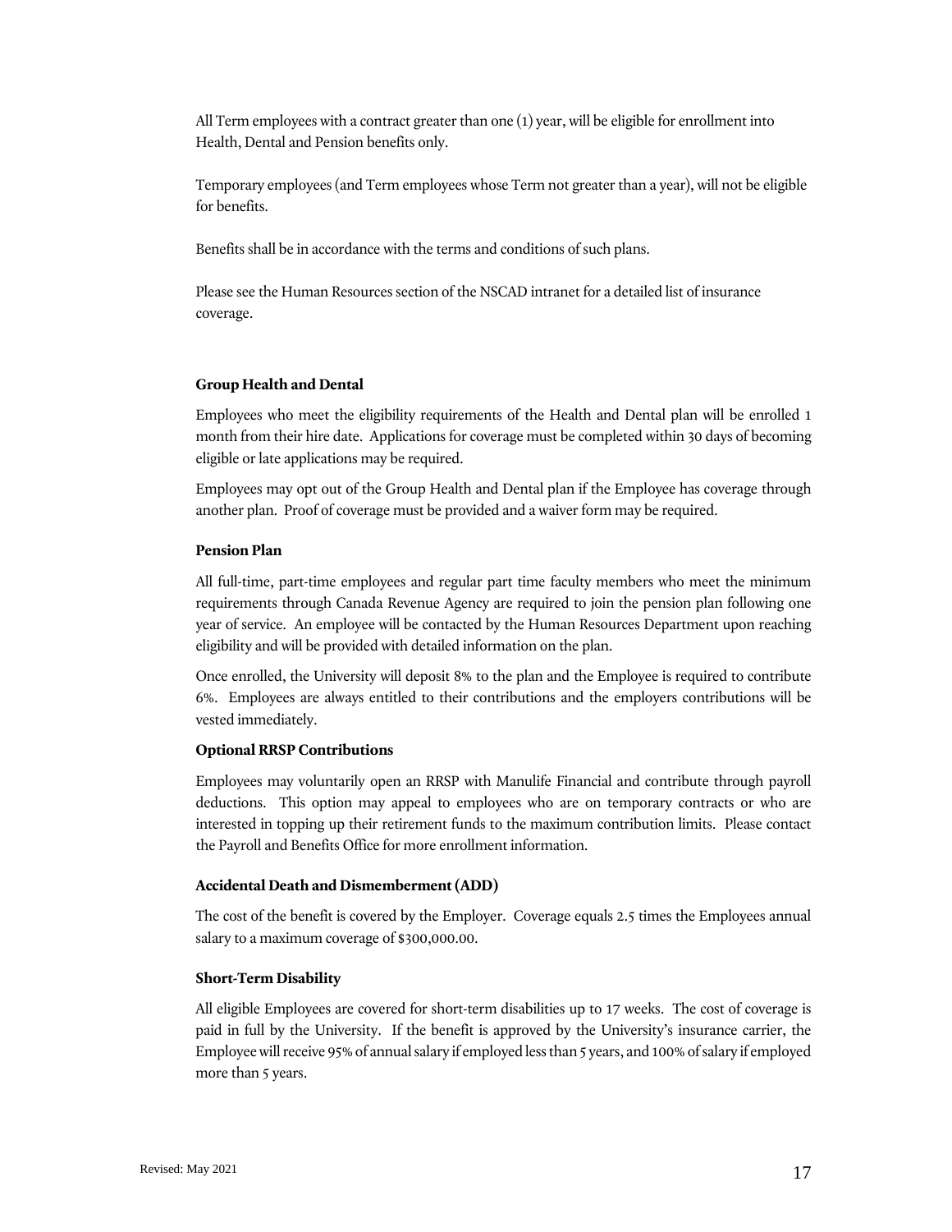All Term employees with a contract greater than one (1) year, will be eligible for enrollment into Health, Dental and Pension benefits only.

Temporary employees (and Term employees whose Term not greater than a year), will not be eligible for benefits.

Benefits shall be in accordance with the terms and conditions of such plans.

Please see the Human Resources section of the NSCAD intranet for a detailed list of insurance coverage.

**Group Health and Dental**

Employees who meet the eligibility requirements of the Health and Dental plan will be enrolled 1 month from their hire date. Applications for coverage must be completed within 30 days of becoming eligible or late applications may be required.

Employees may opt out of the Group Health and Dental plan if the Employee has coverage through another plan. Proof of coverage must be provided and a waiver form may be required.

**Pension Plan**

All full-time, part-time employees and regular part time faculty members who meet the minimum requirements through Canada Revenue Agency are required to join the pension plan following one year of service. An employee will be contacted by the Human Resources Department upon reaching eligibility and will be provided with detailed information on the plan.

Once enrolled, the University will deposit 8% to the plan and the Employee is required to contribute 6%. Employees are always entitled to their contributions and the employers contributions will be vested immediately.

**Optional RRSP Contributions**

Employees may voluntarily open an RRSP with Manulife Financial and contribute through payroll deductions. This option may appeal to employees who are on temporary contracts or who are interested in topping up their retirement funds to the maximum contribution limits. Please contact the Payroll and Benefits Office for more enrollment information.

**Accidental Death and Dismemberment (ADD)**

The cost of the benefit is covered by the Employer. Coverage equals 2.5 times the Employees annual salary to a maximum coverage of $300,000.00.

**Short-Term Disability**

All eligible Employees are covered for short-term disabilities up to 17 weeks. The cost of coverage is paid in full by the University. If the benefit is approved by the University's insurance carrier, the Employee will receive 95% of annual salary if employed less than 5 years, and 100% of salary if employed more than 5 years.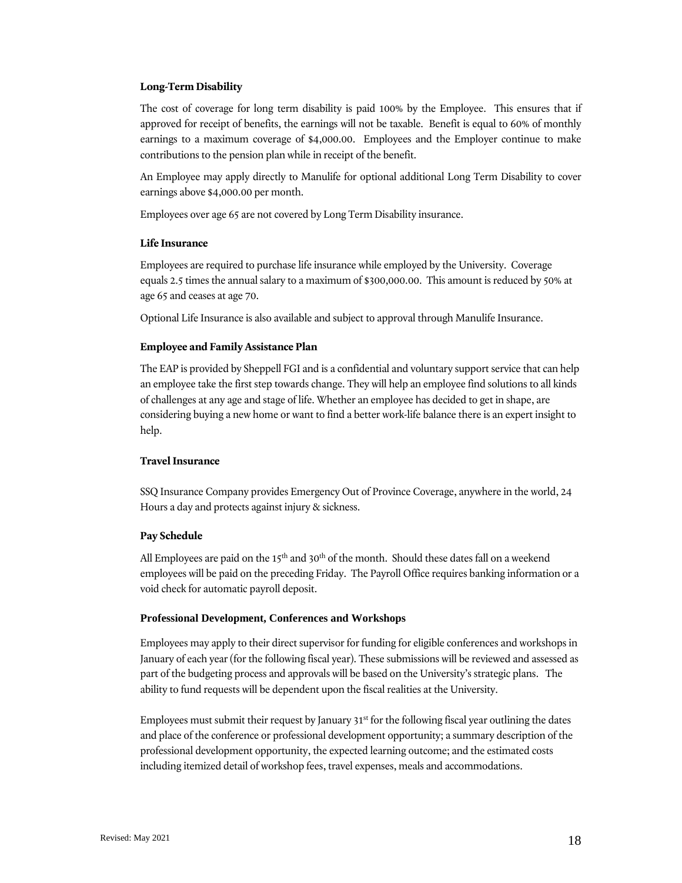**Long-Term Disability**

The cost of coverage for long term disability is paid 100% by the Employee. This ensures that if approved for receipt of benefits, the earnings will not be taxable. Benefit is equal to 60% of monthly earnings to a maximum coverage of $4,000.00. Employees and the Employer continue to make contributions to the pension plan while in receipt of the benefit.

An Employee may apply directly to Manulife for optional additional Long Term Disability to cover earnings above $4,000.00 per month.

Employees over age 65 are not covered by Long Term Disability insurance.

**Life Insurance**

Employees are required to purchase life insurance while employed by the University. Coverage equals 2.5 times the annual salary to a maximum of $300,000.00. This amount is reduced by 50% at age 65 and ceases at age 70.

Optional Life Insurance is also available and subject to approval through Manulife Insurance.

**Employee and Family Assistance Plan**

The EAP is provided by Sheppell FGI and is a confidential and voluntary support service that can help an employee take the first step towards change. They will help an employee find solutions to all kinds of challenges at any age and stage of life. Whether an employee has decided to get in shape, are considering buying a new home or want to find a better work-life balance there is an expert insight to help.

**Travel Insurance**

SSQ Insurance Company provides Emergency Out of Province Coverage, anywhere in the world, 24 Hours a day and protects against injury & sickness.

**Pay Schedule**

All Employees are paid on the 15th and 30th of the month. Should these dates fall on a weekend employees will be paid on the preceding Friday. The Payroll Office requires banking information or a void check for automatic payroll deposit.

**Professional Development, Conferences and Workshops**

Employees may apply to their direct supervisor for funding for eligible conferences and workshops in January of each year (for the following fiscal year). These submissions will be reviewed and assessed as part of the budgeting process and approvals will be based on the University's strategic plans. The ability to fund requests will be dependent upon the fiscal realities at the University.

Employees must submit their request by January 31st for the following fiscal year outlining the dates and place of the conference or professional development opportunity; a summary description of the professional development opportunity, the expected learning outcome; and the estimated costs including itemized detail of workshop fees, travel expenses, meals and accommodations.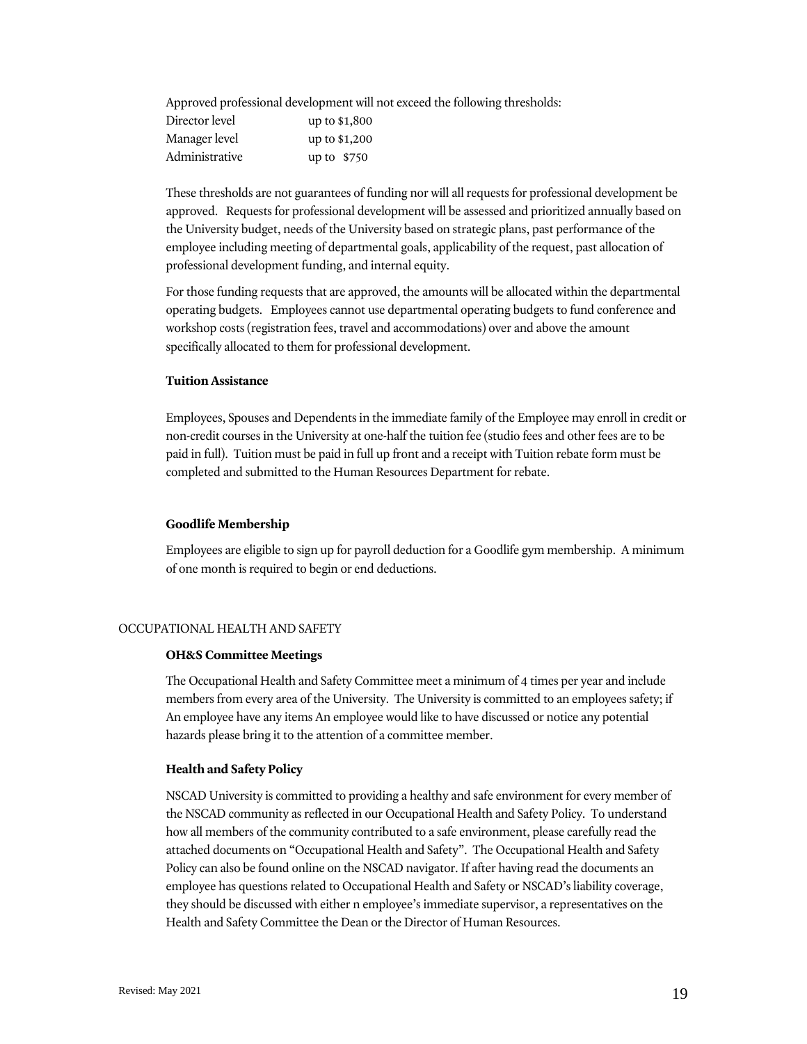Approved professional development will not exceed the following thresholds:

| | |
|---|---|
| Director level | up to $1,800 |
| Manager level | up to $1,200 |
| Administrative | up to $750 |

These thresholds are not guarantees of funding nor will all requests for professional development be approved. Requests for professional development will be assessed and prioritized annually based on the University budget, needs of the University based on strategic plans, past performance of the employee including meeting of departmental goals, applicability of the request, past allocation of professional development funding, and internal equity.

For those funding requests that are approved, the amounts will be allocated within the departmental operating budgets. Employees cannot use departmental operating budgets to fund conference and workshop costs (registration fees, travel and accommodations) over and above the amount specifically allocated to them for professional development.

**Tuition Assistance**

Employees, Spouses and Dependents in the immediate family of the Employee may enroll in credit or non-credit courses in the University at one-half the tuition fee (studio fees and other fees are to be paid in full). Tuition must be paid in full up front and a receipt with Tuition rebate form must be completed and submitted to the Human Resources Department for rebate.

**Goodlife Membership**

Employees are eligible to sign up for payroll deduction for a Goodlife gym membership. A minimum of one month is required to begin or end deductions.

OCCUPATIONAL HEALTH AND SAFETY

**OH&S Committee Meetings**

The Occupational Health and Safety Committee meet a minimum of 4 times per year and include members from every area of the University. The University is committed to an employees safety; if An employee have any items An employee would like to have discussed or notice any potential hazards please bring it to the attention of a committee member.

**Health and Safety Policy**

NSCAD University is committed to providing a healthy and safe environment for every member of the NSCAD community as reflected in our Occupational Health and Safety Policy. To understand how all members of the community contributed to a safe environment, please carefully read the attached documents on "Occupational Health and Safety". The Occupational Health and Safety Policy can also be found online on the NSCAD navigator. If after having read the documents an employee has questions related to Occupational Health and Safety or NSCAD's liability coverage, they should be discussed with either n employee's immediate supervisor, a representatives on the Health and Safety Committee the Dean or the Director of Human Resources.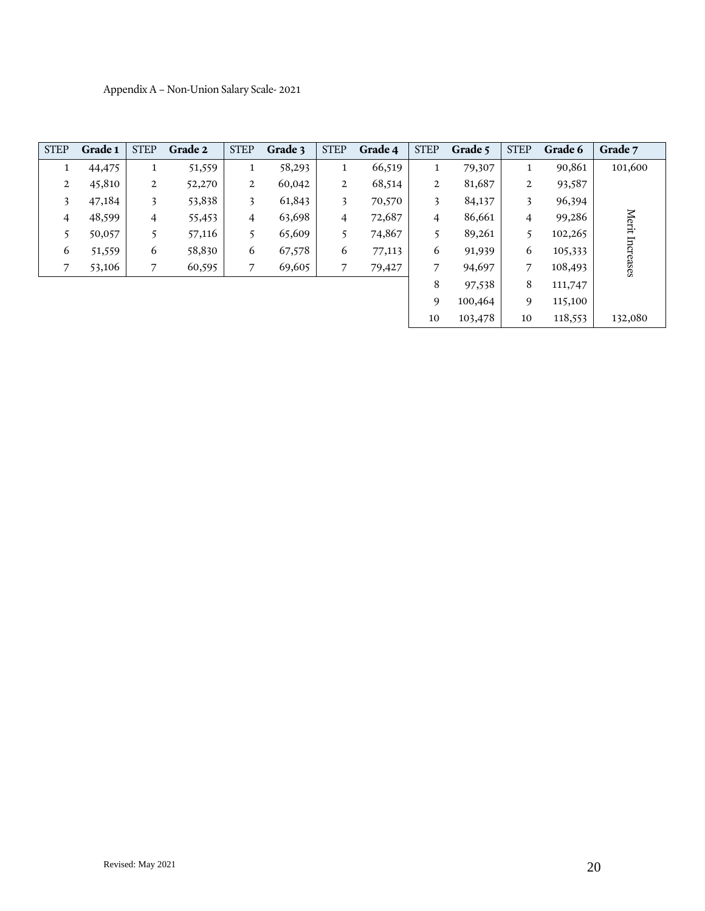Appendix A – Non-Union Salary Scale- 2021

| STEP | Grade 1 | STEP | Grade 2 | STEP | Grade 3 | STEP | Grade 4 | STEP | Grade 5 | STEP | Grade 6 | Grade 7 |
|---|---|---|---|---|---|---|---|---|---|---|---|---|
| 1 | 44,475 | 1 | 51,559 | 1 | 58,293 | 1 | 66,519 | 1 | 79,307 | 1 | 90,861 | 101,600 |
| 2 | 45,810 | 2 | 52,270 | 2 | 60,042 | 2 | 68,514 | 2 | 81,687 | 2 | 93,587 | |
| 3 | 47,184 | 3 | 53,838 | 3 | 61,843 | 3 | 70,570 | 3 | 84,137 | 3 | 96,394 | |
| 4 | 48,599 | 4 | 55,453 | 4 | 63,698 | 4 | 72,687 | 4 | 86,661 | 4 | 99,286 | Merit Increases |
| 5 | 50,057 | 5 | 57,116 | 5 | 65,609 | 5 | 74,867 | 5 | 89,261 | 5 | 102,265 | |
| 6 | 51,559 | 6 | 58,830 | 6 | 67,578 | 6 | 77,113 | 6 | 91,939 | 6 | 105,333 | |
| 7 | 53,106 | 7 | 60,595 | 7 | 69,605 | 7 | 79,427 | 7 | 94,697 | 7 | 108,493 | |
| | | | | | | | | 8 | 97,538 | 8 | 111,747 | |
| | | | | | | | | 9 | 100,464 | 9 | 115,100 | |
| | | | | | | | | 10 | 103,478 | 10 | 118,553 | 132,080 |

Revised: May 2021